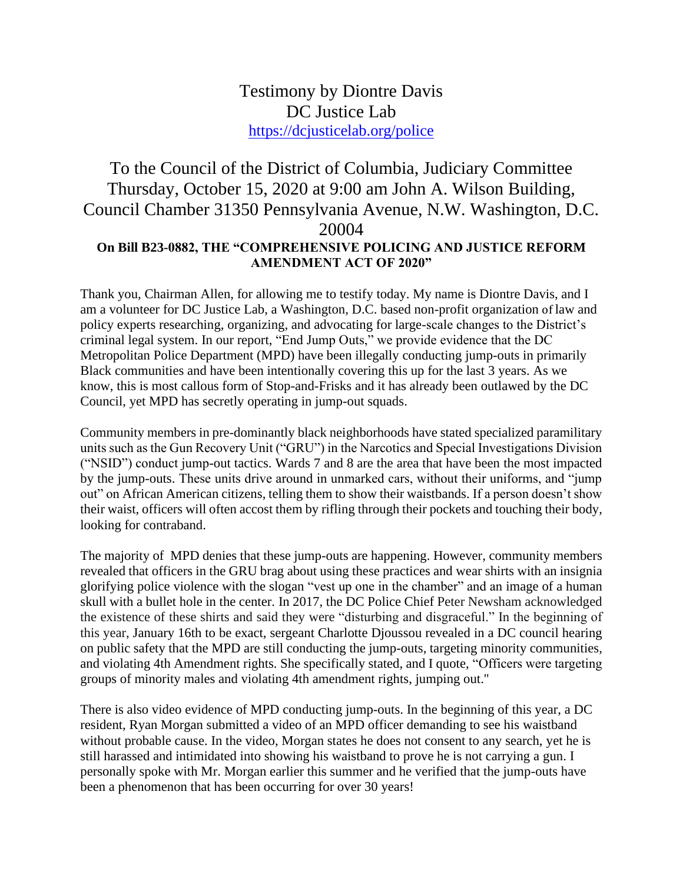# Testimony by Diontre Davis
# DC Justice Lab
https://dcjusticelab.org/police

## To the Council of the District of Columbia, Judiciary Committee Thursday, October 15, 2020 at 9:00 am John A. Wilson Building, Council Chamber 31350 Pennsylvania Avenue, N.W. Washington, D.C. 20004

**On Bill B23-0882, THE "COMPREHENSIVE POLICING AND JUSTICE REFORM AMENDMENT ACT OF 2020"**

Thank you, Chairman Allen, for allowing me to testify today. My name is Diontre Davis, and I am a volunteer for DC Justice Lab, a Washington, D.C. based non-profit organization of law and policy experts researching, organizing, and advocating for large-scale changes to the District's criminal legal system. In our report, "End Jump Outs," we provide evidence that the DC Metropolitan Police Department (MPD) have been illegally conducting jump-outs in primarily Black communities and have been intentionally covering this up for the last 3 years. As we know, this is most callous form of Stop-and-Frisks and it has already been outlawed by the DC Council, yet MPD has secretly operating in jump-out squads.

Community members in pre-dominantly black neighborhoods have stated specialized paramilitary units such as the Gun Recovery Unit ("GRU") in the Narcotics and Special Investigations Division ("NSID") conduct jump-out tactics. Wards 7 and 8 are the area that have been the most impacted by the jump-outs. These units drive around in unmarked cars, without their uniforms, and "jump out" on African American citizens, telling them to show their waistbands. If a person doesn't show their waist, officers will often accost them by rifling through their pockets and touching their body, looking for contraband.

The majority of MPD denies that these jump-outs are happening. However, community members revealed that officers in the GRU brag about using these practices and wear shirts with an insignia glorifying police violence with the slogan "vest up one in the chamber" and an image of a human skull with a bullet hole in the center. In 2017, the DC Police Chief Peter Newsham acknowledged the existence of these shirts and said they were "disturbing and disgraceful." In the beginning of this year, January 16th to be exact, sergeant Charlotte Djoussou revealed in a DC council hearing on public safety that the MPD are still conducting the jump-outs, targeting minority communities, and violating 4th Amendment rights. She specifically stated, and I quote, "Officers were targeting groups of minority males and violating 4th amendment rights, jumping out."

There is also video evidence of MPD conducting jump-outs. In the beginning of this year, a DC resident, Ryan Morgan submitted a video of an MPD officer demanding to see his waistband without probable cause. In the video, Morgan states he does not consent to any search, yet he is still harassed and intimidated into showing his waistband to prove he is not carrying a gun. I personally spoke with Mr. Morgan earlier this summer and he verified that the jump-outs have been a phenomenon that has been occurring for over 30 years!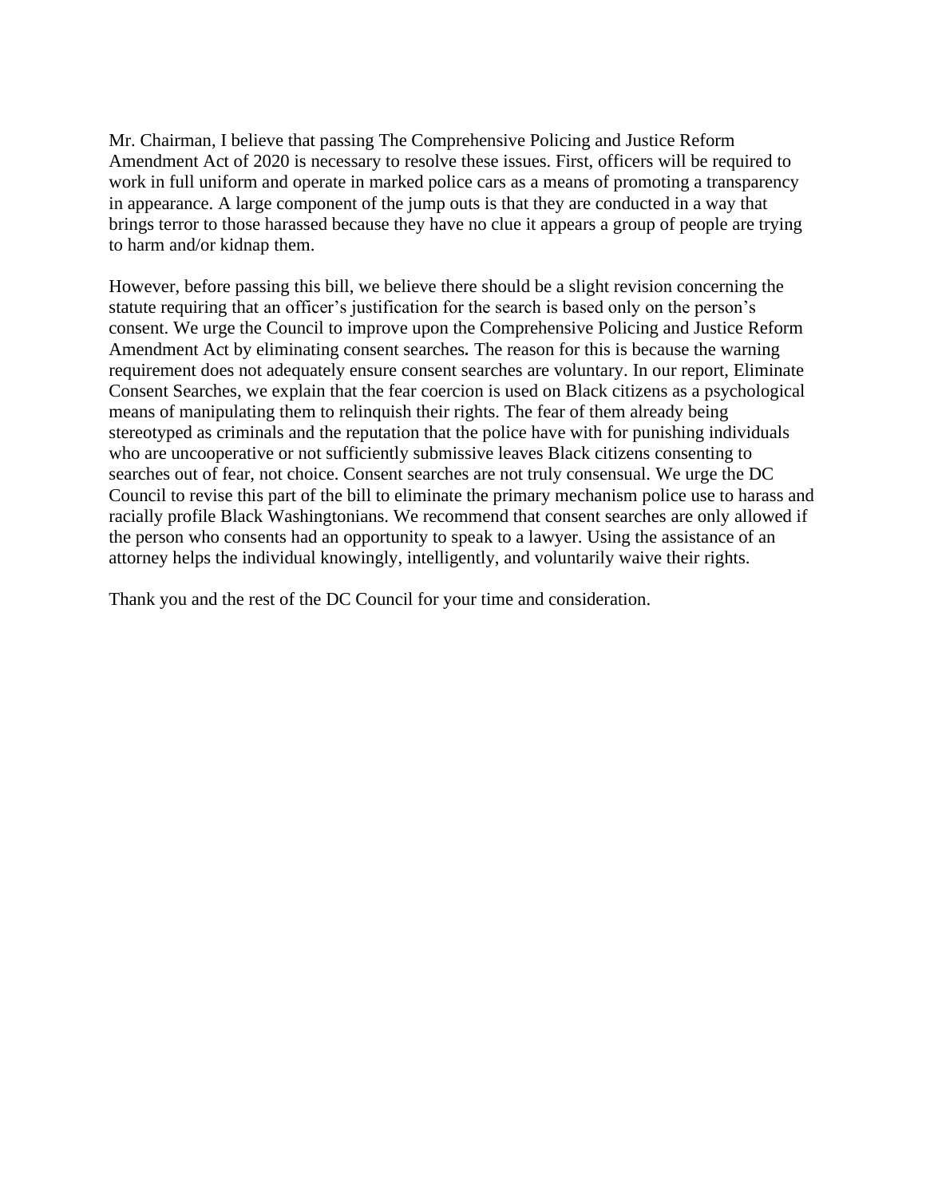Mr. Chairman, I believe that passing The Comprehensive Policing and Justice Reform Amendment Act of 2020 is necessary to resolve these issues. First, officers will be required to work in full uniform and operate in marked police cars as a means of promoting a transparency in appearance. A large component of the jump outs is that they are conducted in a way that brings terror to those harassed because they have no clue it appears a group of people are trying to harm and/or kidnap them.

However, before passing this bill, we believe there should be a slight revision concerning the statute requiring that an officer's justification for the search is based only on the person's consent. We urge the Council to improve upon the Comprehensive Policing and Justice Reform Amendment Act by eliminating consent searches**.** The reason for this is because the warning requirement does not adequately ensure consent searches are voluntary. In our report, Eliminate Consent Searches, we explain that the fear coercion is used on Black citizens as a psychological means of manipulating them to relinquish their rights. The fear of them already being stereotyped as criminals and the reputation that the police have with for punishing individuals who are uncooperative or not sufficiently submissive leaves Black citizens consenting to searches out of fear, not choice. Consent searches are not truly consensual. We urge the DC Council to revise this part of the bill to eliminate the primary mechanism police use to harass and racially profile Black Washingtonians. We recommend that consent searches are only allowed if the person who consents had an opportunity to speak to a lawyer. Using the assistance of an attorney helps the individual knowingly, intelligently, and voluntarily waive their rights.

Thank you and the rest of the DC Council for your time and consideration.